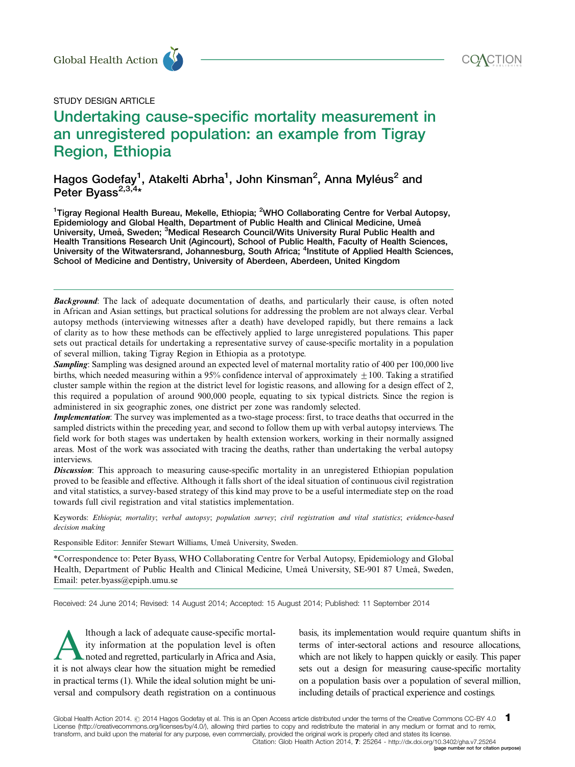STUDY DESIGN ARTICLE

# Undertaking cause-specific mortality measurement in an unregistered population: an example from Tigray Region, Ethiopia

Hagos Godefay[1], Atakelti Abrha[1], John Kinsman[2], Anna Myléus[2] and Peter Byass[2,3,4]*

[1]Tigray Regional Health Bureau, Mekelle, Ethiopia; [2]WHO Collaborating Centre for Verbal Autopsy, Epidemiology and Global Health, Department of Public Health and Clinical Medicine, Umeå University, Umeå, Sweden; [3]Medical Research Council/Wits University Rural Public Health and Health Transitions Research Unit (Agincourt), School of Public Health, Faculty of Health Sciences, University of the Witwatersrand, Johannesburg, South Africa; [4]Institute of Applied Health Sciences, School of Medicine and Dentistry, University of Aberdeen, Aberdeen, United Kingdom

***Background***: The lack of adequate documentation of deaths, and particularly their cause, is often noted in African and Asian settings, but practical solutions for addressing the problem are not always clear. Verbal autopsy methods (interviewing witnesses after a death) have developed rapidly, but there remains a lack of clarity as to how these methods can be effectively applied to large unregistered populations. This paper sets out practical details for undertaking a representative survey of cause-specific mortality in a population of several million, taking Tigray Region in Ethiopia as a prototype.

***Sampling***: Sampling was designed around an expected level of maternal mortality ratio of 400 per 100,000 live births, which needed measuring within a 95% confidence interval of approximately $\pm 100$. Taking a stratified cluster sample within the region at the district level for logistic reasons, and allowing for a design effect of 2, this required a population of around 900,000 people, equating to six typical districts. Since the region is administered in six geographic zones, one district per zone was randomly selected.

***Implementation***: The survey was implemented as a two-stage process: first, to trace deaths that occurred in the sampled districts within the preceding year, and second to follow them up with verbal autopsy interviews. The field work for both stages was undertaken by health extension workers, working in their normally assigned areas. Most of the work was associated with tracing the deaths, rather than undertaking the verbal autopsy interviews.

***Discussion***: This approach to measuring cause-specific mortality in an unregistered Ethiopian population proved to be feasible and effective. Although it falls short of the ideal situation of continuous civil registration and vital statistics, a survey-based strategy of this kind may prove to be a useful intermediate step on the road towards full civil registration and vital statistics implementation.

Keywords: *Ethiopia*; *mortality*; *verbal autopsy*; *population survey*; *civil registration and vital statistics*; *evidence-based decision making*

Responsible Editor: Jennifer Stewart Williams, Umeå University, Sweden.

*Correspondence to: Peter Byass, WHO Collaborating Centre for Verbal Autopsy, Epidemiology and Global Health, Department of Public Health and Clinical Medicine, Umeå University, SE-901 87 Umeå, Sweden, Email: peter.byass@epiph.umu.se

Received: 24 June 2014; Revised: 14 August 2014; Accepted: 15 August 2014; Published: 11 September 2014

Although a lack of adequate cause-specific mortality information at the population level is often noted and regretted, particularly in Africa and Asia, it is not always clear how the situation might be remedied in practical terms (1). While the ideal solution might be universal and compulsory death registration on a continuous basis, its implementation would require quantum shifts in terms of inter-sectoral actions and resource allocations, which are not likely to happen quickly or easily. This paper sets out a design for measuring cause-specific mortality on a population basis over a population of several million, including details of practical experience and costings.

Global Health Action 2014. © 2014 Hagos Godefay et al. This is an Open Access article distributed under the terms of the Creative Commons CC-BY 4.0 License (http://creativecommons.org/licenses/by/4.0/), allowing third parties to copy and redistribute the material in any medium or format and to remix, transform, and build upon the material for any purpose, even commercially, provided the original work is properly cited and states its license.
Citation: Glob Health Action 2014, 7: 25264 - http://dx.doi.org/10.3402/gha.v7.25264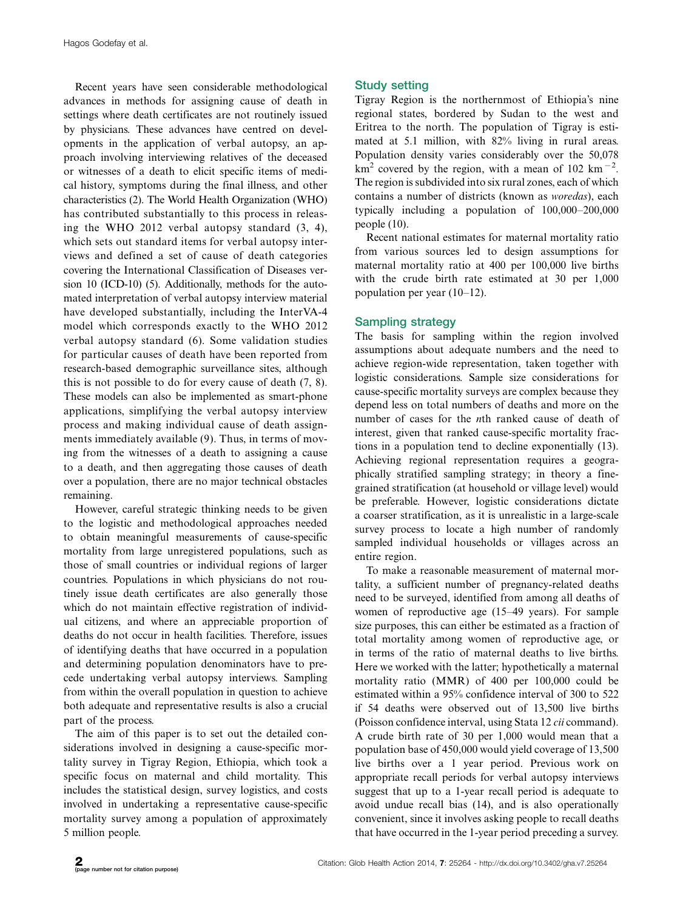Recent years have seen considerable methodological advances in methods for assigning cause of death in settings where death certificates are not routinely issued by physicians. These advances have centred on developments in the application of verbal autopsy, an approach involving interviewing relatives of the deceased or witnesses of a death to elicit specific items of medical history, symptoms during the final illness, and other characteristics (2). The World Health Organization (WHO) has contributed substantially to this process in releasing the WHO 2012 verbal autopsy standard (3, 4), which sets out standard items for verbal autopsy interviews and defined a set of cause of death categories covering the International Classification of Diseases version 10 (ICD-10) (5). Additionally, methods for the automated interpretation of verbal autopsy interview material have developed substantially, including the InterVA-4 model which corresponds exactly to the WHO 2012 verbal autopsy standard (6). Some validation studies for particular causes of death have been reported from research-based demographic surveillance sites, although this is not possible to do for every cause of death (7, 8). These models can also be implemented as smart-phone applications, simplifying the verbal autopsy interview process and making individual cause of death assignments immediately available (9). Thus, in terms of moving from the witnesses of a death to assigning a cause to a death, and then aggregating those causes of death over a population, there are no major technical obstacles remaining.

However, careful strategic thinking needs to be given to the logistic and methodological approaches needed to obtain meaningful measurements of cause-specific mortality from large unregistered populations, such as those of small countries or individual regions of larger countries. Populations in which physicians do not routinely issue death certificates are also generally those which do not maintain effective registration of individual citizens, and where an appreciable proportion of deaths do not occur in health facilities. Therefore, issues of identifying deaths that have occurred in a population and determining population denominators have to precede undertaking verbal autopsy interviews. Sampling from within the overall population in question to achieve both adequate and representative results is also a crucial part of the process.

The aim of this paper is to set out the detailed considerations involved in designing a cause-specific mortality survey in Tigray Region, Ethiopia, which took a specific focus on maternal and child mortality. This includes the statistical design, survey logistics, and costs involved in undertaking a representative cause-specific mortality survey among a population of approximately 5 million people.

## Study setting

Tigray Region is the northernmost of Ethiopia's nine regional states, bordered by Sudan to the west and Eritrea to the north. The population of Tigray is estimated at 5.1 million, with 82% living in rural areas. Population density varies considerably over the 50,078 $km^2$ covered by the region, with a mean of 102 $km^{-2}$. The region is subdivided into six rural zones, each of which contains a number of districts (known as *woredas*), each typically including a population of 100,000–200,000 people (10).

Recent national estimates for maternal mortality ratio from various sources led to design assumptions for maternal mortality ratio at 400 per 100,000 live births with the crude birth rate estimated at 30 per 1,000 population per year (10–12).

## Sampling strategy

The basis for sampling within the region involved assumptions about adequate numbers and the need to achieve region-wide representation, taken together with logistic considerations. Sample size considerations for cause-specific mortality surveys are complex because they depend less on total numbers of deaths and more on the number of cases for the *n*th ranked cause of death of interest, given that ranked cause-specific mortality fractions in a population tend to decline exponentially (13). Achieving regional representation requires a geographically stratified sampling strategy; in theory a fine-grained stratification (at household or village level) would be preferable. However, logistic considerations dictate a coarser stratification, as it is unrealistic in a large-scale survey process to locate a high number of randomly sampled individual households or villages across an entire region.

To make a reasonable measurement of maternal mortality, a sufficient number of pregnancy-related deaths need to be surveyed, identified from among all deaths of women of reproductive age (15–49 years). For sample size purposes, this can either be estimated as a fraction of total mortality among women of reproductive age, or in terms of the ratio of maternal deaths to live births. Here we worked with the latter; hypothetically a maternal mortality ratio (MMR) of 400 per 100,000 could be estimated within a 95% confidence interval of 300 to 522 if 54 deaths were observed out of 13,500 live births (Poisson confidence interval, using Stata 12 *cii* command). A crude birth rate of 30 per 1,000 would mean that a population base of 450,000 would yield coverage of 13,500 live births over a 1 year period. Previous work on appropriate recall periods for verbal autopsy interviews suggest that up to a 1-year recall period is adequate to avoid undue recall bias (14), and is also operationally convenient, since it involves asking people to recall deaths that have occurred in the 1-year period preceding a survey.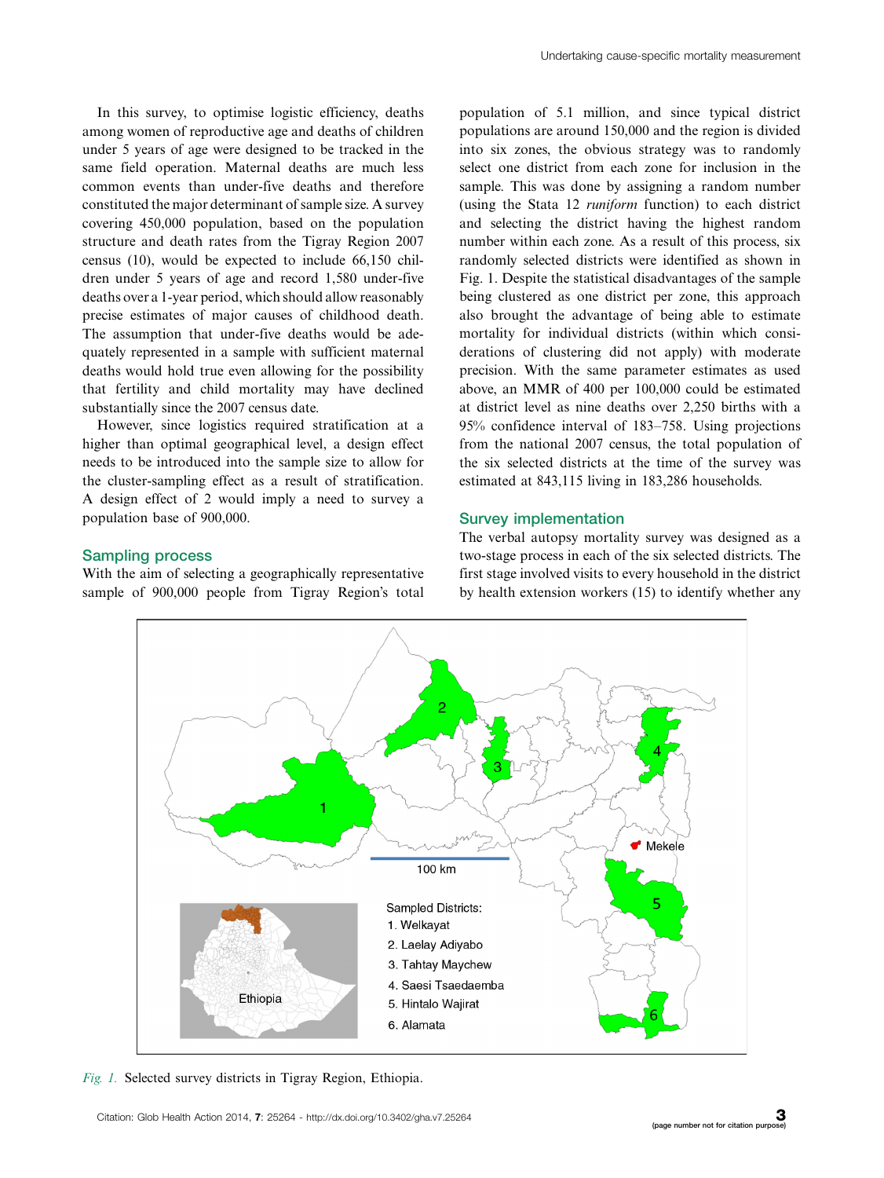In this survey, to optimise logistic efficiency, deaths among women of reproductive age and deaths of children under 5 years of age were designed to be tracked in the same field operation. Maternal deaths are much less common events than under-five deaths and therefore constituted the major determinant of sample size. A survey covering 450,000 population, based on the population structure and death rates from the Tigray Region 2007 census (10), would be expected to include 66,150 children under 5 years of age and record 1,580 under-five deaths over a 1-year period, which should allow reasonably precise estimates of major causes of childhood death. The assumption that under-five deaths would be adequately represented in a sample with sufficient maternal deaths would hold true even allowing for the possibility that fertility and child mortality may have declined substantially since the 2007 census date.

However, since logistics required stratification at a higher than optimal geographical level, a design effect needs to be introduced into the sample size to allow for the cluster-sampling effect as a result of stratification. A design effect of 2 would imply a need to survey a population base of 900,000.

## Sampling process

With the aim of selecting a geographically representative sample of 900,000 people from Tigray Region's total population of 5.1 million, and since typical district populations are around 150,000 and the region is divided into six zones, the obvious strategy was to randomly select one district from each zone for inclusion in the sample. This was done by assigning a random number (using the Stata 12 *runiform* function) to each district and selecting the district having the highest random number within each zone. As a result of this process, six randomly selected districts were identified as shown in Fig. 1. Despite the statistical disadvantages of the sample being clustered as one district per zone, this approach also brought the advantage of being able to estimate mortality for individual districts (within which considerations of clustering did not apply) with moderate precision. With the same parameter estimates as used above, an MMR of 400 per 100,000 could be estimated at district level as nine deaths over 2,250 births with a 95% confidence interval of 183–758. Using projections from the national 2007 census, the total population of the six selected districts at the time of the survey was estimated at 843,115 living in 183,286 households.

## Survey implementation

The verbal autopsy mortality survey was designed as a two-stage process in each of the six selected districts. The first stage involved visits to every household in the district by health extension workers (15) to identify whether any

*Fig. 1.* Selected survey districts in Tigray Region, Ethiopia.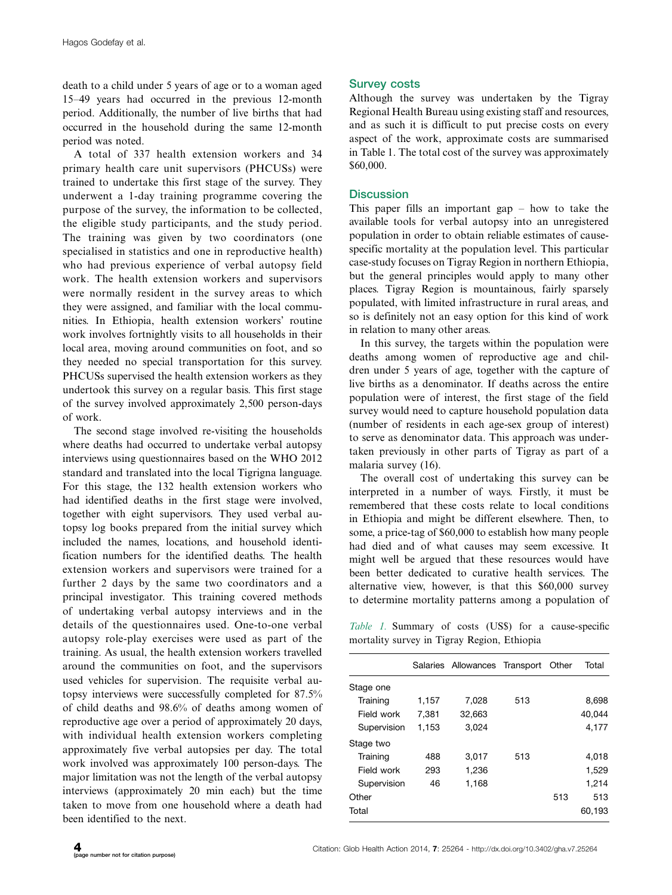death to a child under 5 years of age or to a woman aged 15–49 years had occurred in the previous 12-month period. Additionally, the number of live births that had occurred in the household during the same 12-month period was noted.

A total of 337 health extension workers and 34 primary health care unit supervisors (PHCUSs) were trained to undertake this first stage of the survey. They underwent a 1-day training programme covering the purpose of the survey, the information to be collected, the eligible study participants, and the study period. The training was given by two coordinators (one specialised in statistics and one in reproductive health) who had previous experience of verbal autopsy field work. The health extension workers and supervisors were normally resident in the survey areas to which they were assigned, and familiar with the local communities. In Ethiopia, health extension workers' routine work involves fortnightly visits to all households in their local area, moving around communities on foot, and so they needed no special transportation for this survey. PHCUSs supervised the health extension workers as they undertook this survey on a regular basis. This first stage of the survey involved approximately 2,500 person-days of work.

The second stage involved re-visiting the households where deaths had occurred to undertake verbal autopsy interviews using questionnaires based on the WHO 2012 standard and translated into the local Tigrigna language. For this stage, the 132 health extension workers who had identified deaths in the first stage were involved, together with eight supervisors. They used verbal autopsy log books prepared from the initial survey which included the names, locations, and household identification numbers for the identified deaths. The health extension workers and supervisors were trained for a further 2 days by the same two coordinators and a principal investigator. This training covered methods of undertaking verbal autopsy interviews and in the details of the questionnaires used. One-to-one verbal autopsy role-play exercises were used as part of the training. As usual, the health extension workers travelled around the communities on foot, and the supervisors used vehicles for supervision. The requisite verbal autopsy interviews were successfully completed for 87.5% of child deaths and 98.6% of deaths among women of reproductive age over a period of approximately 20 days, with individual health extension workers completing approximately five verbal autopsies per day. The total work involved was approximately 100 person-days. The major limitation was not the length of the verbal autopsy interviews (approximately 20 min each) but the time taken to move from one household where a death had been identified to the next.

## Survey costs

Although the survey was undertaken by the Tigray Regional Health Bureau using existing staff and resources, and as such it is difficult to put precise costs on every aspect of the work, approximate costs are summarised in Table 1. The total cost of the survey was approximately $60,000.

## Discussion

This paper fills an important gap – how to take the available tools for verbal autopsy into an unregistered population in order to obtain reliable estimates of cause-specific mortality at the population level. This particular case-study focuses on Tigray Region in northern Ethiopia, but the general principles would apply to many other places. Tigray Region is mountainous, fairly sparsely populated, with limited infrastructure in rural areas, and so is definitely not an easy option for this kind of work in relation to many other areas.

In this survey, the targets within the population were deaths among women of reproductive age and children under 5 years of age, together with the capture of live births as a denominator. If deaths across the entire population were of interest, the first stage of the field survey would need to capture household population data (number of residents in each age-sex group of interest) to serve as denominator data. This approach was undertaken previously in other parts of Tigray as part of a malaria survey (16).

The overall cost of undertaking this survey can be interpreted in a number of ways. Firstly, it must be remembered that these costs relate to local conditions in Ethiopia and might be different elsewhere. Then, to some, a price-tag of $60,000 to establish how many people had died and of what causes may seem excessive. It might well be argued that these resources would have been better dedicated to curative health services. The alternative view, however, is that this $60,000 survey to determine mortality patterns among a population of

*Table 1.* Summary of costs (US$) for a cause-specific mortality survey in Tigray Region, Ethiopia

| | Salaries | Allowances | Transport | Other | Total |
|---|---|---|---|---|---|
| Stage one | | | | | |
| Training | 1,157 | 7,028 | 513 | | 8,698 |
| Field work | 7,381 | 32,663 | | | 40,044 |
| Supervision | 1,153 | 3,024 | | | 4,177 |
| Stage two | | | | | |
| Training | 488 | 3,017 | 513 | | 4,018 |
| Field work | 293 | 1,236 | | | 1,529 |
| Supervision | 46 | 1,168 | | | 1,214 |
| Other | | | | 513 | 513 |
| Total | | | | | 60,193 |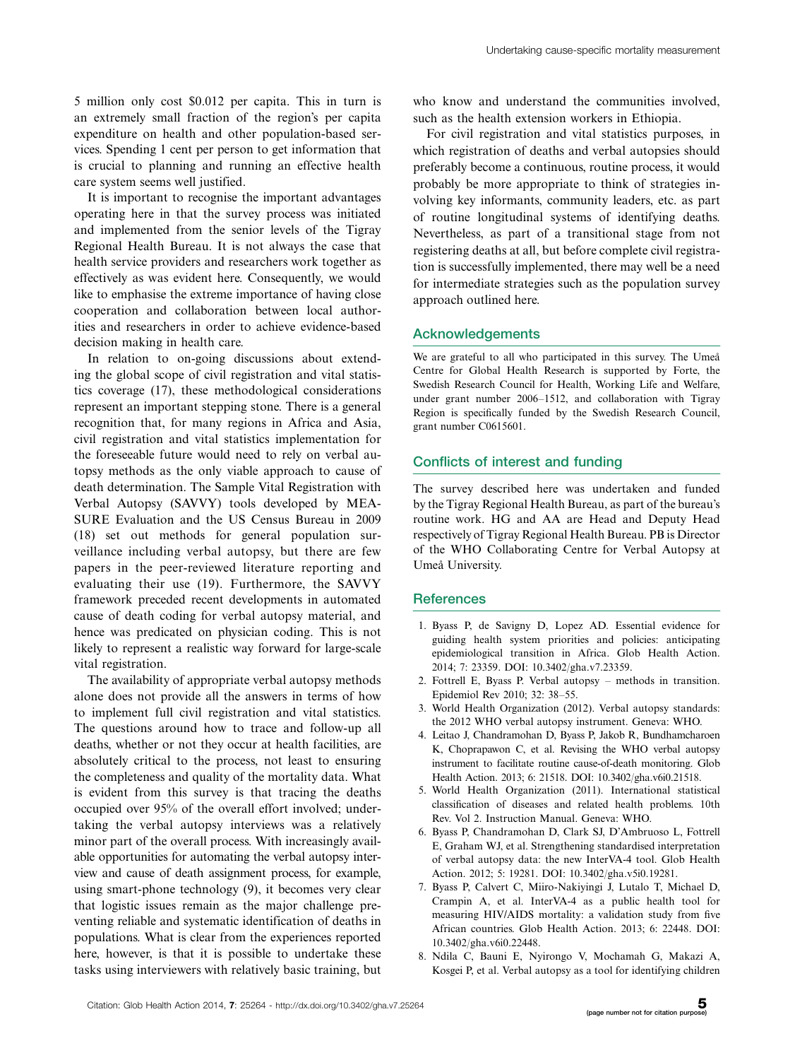5 million only cost \$0.012 per capita. This in turn is an extremely small fraction of the region's per capita expenditure on health and other population-based services. Spending 1 cent per person to get information that is crucial to planning and running an effective health care system seems well justified.

It is important to recognise the important advantages operating here in that the survey process was initiated and implemented from the senior levels of the Tigray Regional Health Bureau. It is not always the case that health service providers and researchers work together as effectively as was evident here. Consequently, we would like to emphasise the extreme importance of having close cooperation and collaboration between local authorities and researchers in order to achieve evidence-based decision making in health care.

In relation to on-going discussions about extending the global scope of civil registration and vital statistics coverage (17), these methodological considerations represent an important stepping stone. There is a general recognition that, for many regions in Africa and Asia, civil registration and vital statistics implementation for the foreseeable future would need to rely on verbal autopsy methods as the only viable approach to cause of death determination. The Sample Vital Registration with Verbal Autopsy (SAVVY) tools developed by MEASURE Evaluation and the US Census Bureau in 2009 (18) set out methods for general population surveillance including verbal autopsy, but there are few papers in the peer-reviewed literature reporting and evaluating their use (19). Furthermore, the SAVVY framework preceded recent developments in automated cause of death coding for verbal autopsy material, and hence was predicated on physician coding. This is not likely to represent a realistic way forward for large-scale vital registration.

The availability of appropriate verbal autopsy methods alone does not provide all the answers in terms of how to implement full civil registration and vital statistics. The questions around how to trace and follow-up all deaths, whether or not they occur at health facilities, are absolutely critical to the process, not least to ensuring the completeness and quality of the mortality data. What is evident from this survey is that tracing the deaths occupied over 95% of the overall effort involved; undertaking the verbal autopsy interviews was a relatively minor part of the overall process. With increasingly available opportunities for automating the verbal autopsy interview and cause of death assignment process, for example, using smart-phone technology (9), it becomes very clear that logistic issues remain as the major challenge preventing reliable and systematic identification of deaths in populations. What is clear from the experiences reported here, however, is that it is possible to undertake these tasks using interviewers with relatively basic training, but who know and understand the communities involved, such as the health extension workers in Ethiopia.

For civil registration and vital statistics purposes, in which registration of deaths and verbal autopsies should preferably become a continuous, routine process, it would probably be more appropriate to think of strategies involving key informants, community leaders, etc. as part of routine longitudinal systems of identifying deaths. Nevertheless, as part of a transitional stage from not registering deaths at all, but before complete civil registration is successfully implemented, there may well be a need for intermediate strategies such as the population survey approach outlined here.

## Acknowledgements

We are grateful to all who participated in this survey. The Umeå Centre for Global Health Research is supported by Forte, the Swedish Research Council for Health, Working Life and Welfare, under grant number 2006–1512, and collaboration with Tigray Region is specifically funded by the Swedish Research Council, grant number C0615601.

## Conflicts of interest and funding

The survey described here was undertaken and funded by the Tigray Regional Health Bureau, as part of the bureau's routine work. HG and AA are Head and Deputy Head respectively of Tigray Regional Health Bureau. PB is Director of the WHO Collaborating Centre for Verbal Autopsy at Umeå University.

## References

1. Byass P, de Savigny D, Lopez AD. Essential evidence for guiding health system priorities and policies: anticipating epidemiological transition in Africa. Glob Health Action. 2014; 7: 23359. DOI: 10.3402/gha.v7.23359.
2. Fottrell E, Byass P. Verbal autopsy – methods in transition. Epidemiol Rev 2010; 32: 38–55.
3. World Health Organization (2012). Verbal autopsy standards: the 2012 WHO verbal autopsy instrument. Geneva: WHO.
4. Leitao J, Chandramohan D, Byass P, Jakob R, Bundhamcharoen K, Choprapawon C, et al. Revising the WHO verbal autopsy instrument to facilitate routine cause-of-death monitoring. Glob Health Action. 2013; 6: 21518. DOI: 10.3402/gha.v6i0.21518.
5. World Health Organization (2011). International statistical classification of diseases and related health problems. 10th Rev. Vol 2. Instruction Manual. Geneva: WHO.
6. Byass P, Chandramohan D, Clark SJ, D'Ambruoso L, Fottrell E, Graham WJ, et al. Strengthening standardised interpretation of verbal autopsy data: the new InterVA-4 tool. Glob Health Action. 2012; 5: 19281. DOI: 10.3402/gha.v5i0.19281.
7. Byass P, Calvert C, Miiro-Nakiyingi J, Lutalo T, Michael D, Crampin A, et al. InterVA-4 as a public health tool for measuring HIV/AIDS mortality: a validation study from five African countries. Glob Health Action. 2013; 6: 22448. DOI: 10.3402/gha.v6i0.22448.
8. Ndila C, Bauni E, Nyirongo V, Mochamah G, Makazi A, Kosgei P, et al. Verbal autopsy as a tool for identifying children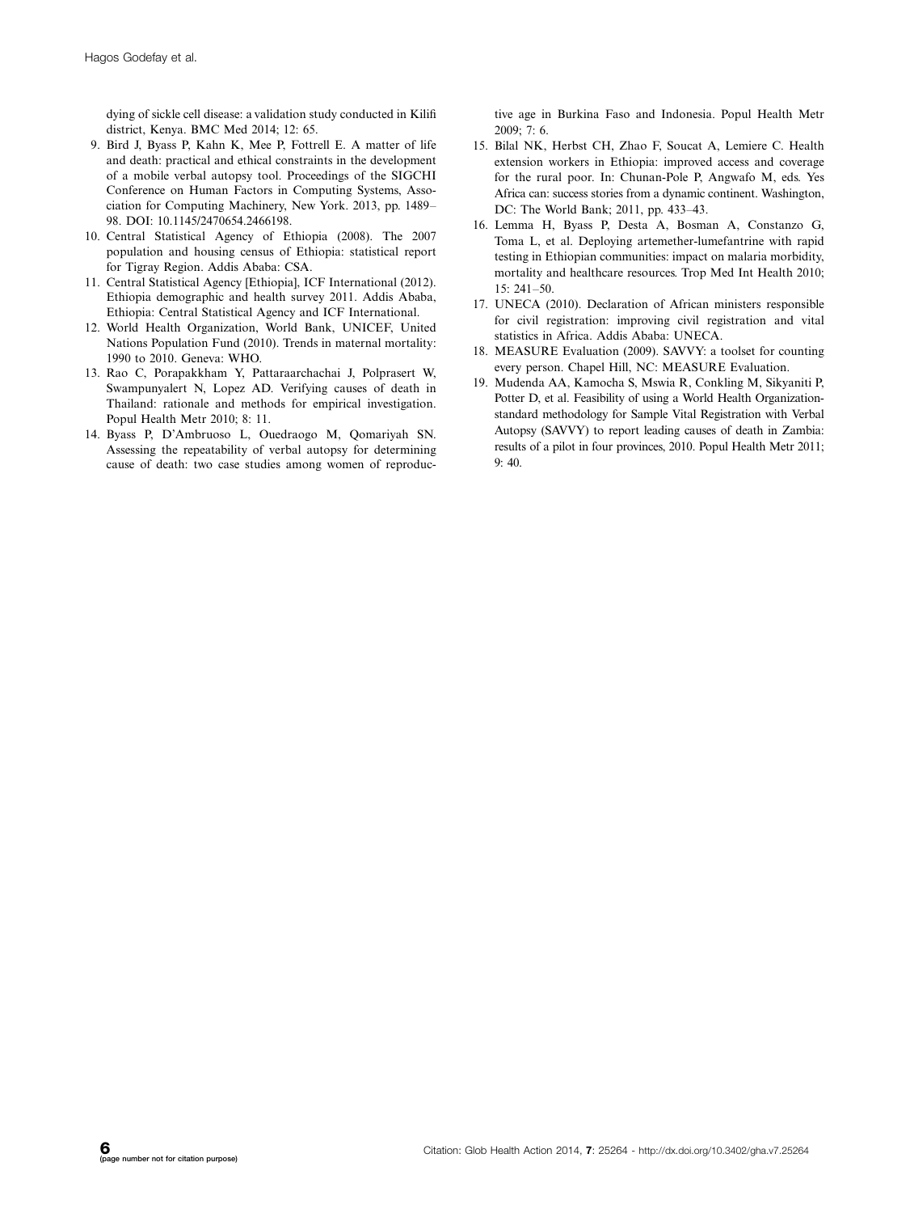dying of sickle cell disease: a validation study conducted in Kilifi district, Kenya. BMC Med 2014; 12: 65.

9. Bird J, Byass P, Kahn K, Mee P, Fottrell E. A matter of life and death: practical and ethical constraints in the development of a mobile verbal autopsy tool. Proceedings of the SIGCHI Conference on Human Factors in Computing Systems, Association for Computing Machinery, New York. 2013, pp. 1489–98. DOI: 10.1145/2470654.2466198.
10. Central Statistical Agency of Ethiopia (2008). The 2007 population and housing census of Ethiopia: statistical report for Tigray Region. Addis Ababa: CSA.
11. Central Statistical Agency [Ethiopia], ICF International (2012). Ethiopia demographic and health survey 2011. Addis Ababa, Ethiopia: Central Statistical Agency and ICF International.
12. World Health Organization, World Bank, UNICEF, United Nations Population Fund (2010). Trends in maternal mortality: 1990 to 2010. Geneva: WHO.
13. Rao C, Porapakkham Y, Pattaraarchachai J, Polprasert W, Swampunyalert N, Lopez AD. Verifying causes of death in Thailand: rationale and methods for empirical investigation. Popul Health Metr 2010; 8: 11.
14. Byass P, D'Ambruoso L, Ouedraogo M, Qomariyah SN. Assessing the repeatability of verbal autopsy for determining cause of death: two case studies among women of reproductive age in Burkina Faso and Indonesia. Popul Health Metr 2009; 7: 6.
15. Bilal NK, Herbst CH, Zhao F, Soucat A, Lemiere C. Health extension workers in Ethiopia: improved access and coverage for the rural poor. In: Chunan-Pole P, Angwafo M, eds. Yes Africa can: success stories from a dynamic continent. Washington, DC: The World Bank; 2011, pp. 433–43.
16. Lemma H, Byass P, Desta A, Bosman A, Constanzo G, Toma L, et al. Deploying artemether-lumefantrine with rapid testing in Ethiopian communities: impact on malaria morbidity, mortality and healthcare resources. Trop Med Int Health 2010; 15: 241–50.
17. UNECA (2010). Declaration of African ministers responsible for civil registration: improving civil registration and vital statistics in Africa. Addis Ababa: UNECA.
18. MEASURE Evaluation (2009). SAVVY: a toolset for counting every person. Chapel Hill, NC: MEASURE Evaluation.
19. Mudenda AA, Kamocha S, Mswia R, Conkling M, Sikyaniti P, Potter D, et al. Feasibility of using a World Health Organization-standard methodology for Sample Vital Registration with Verbal Autopsy (SAVVY) to report leading causes of death in Zambia: results of a pilot in four provinces, 2010. Popul Health Metr 2011; 9: 40.